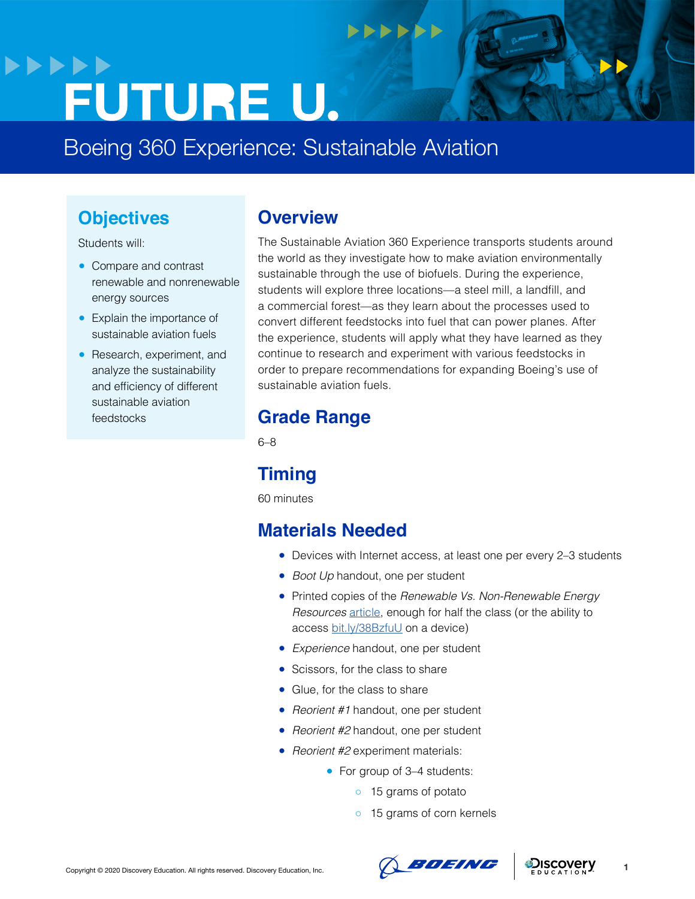# FUTURE U.

## Boeing 360 Experience: Sustainable Aviation

## Objectives

Students will:

- Compare and contrast renewable and nonrenewable energy sources
- Explain the importance of sustainable aviation fuels
- Research, experiment, and analyze the sustainability and efficiency of different sustainable aviation feedstocks

## Overview

The Sustainable Aviation 360 Experience transports students around the world as they investigate how to make aviation environmentally sustainable through the use of biofuels. During the experience, students will explore three locations—a steel mill, a landfill, and a commercial forest—as they learn about the processes used to convert different feedstocks into fuel that can power planes. After the experience, students will apply what they have learned as they continue to research and experiment with various feedstocks in order to prepare recommendations for expanding Boeing's use of sustainable aviation fuels.

## Grade Range

6–8

## Timing

60 minutes

## Materials Needed

- Devices with Internet access, at least one per every 2–3 students
- *Boot Up* handout, one per student
- Printed copies of the *Renewable Vs. Non-Renewable Energy Resources* article, enough for half the class (or the ability to access bit.ly/38BzfuU on a device)
- *Experience* handout, one per student
- Scissors, for the class to share
- Glue, for the class to share
- *Reorient #1* handout, one per student
- *Reorient #2* handout, one per student
- *Reorient #2* experiment materials:
  - For group of 3–4 students:
    - 15 grams of potato
    - 15 grams of corn kernels

Copyright © 2020 Discovery Education. All rights reserved. Discovery Education, Inc.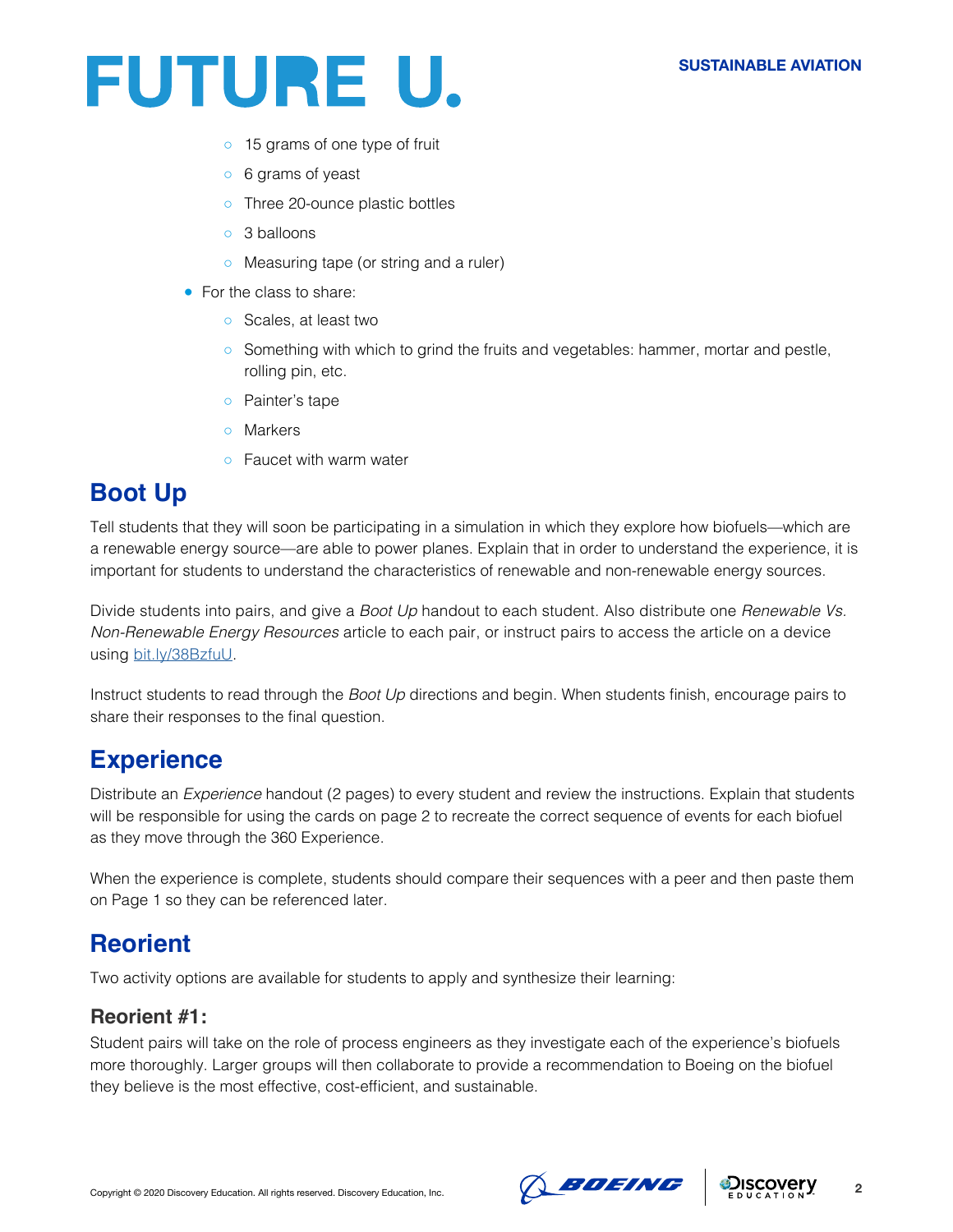- 15 grams of one type of fruit
  - 6 grams of yeast
  - Three 20-ounce plastic bottles
  - 3 balloons
  - Measuring tape (or string and a ruler)
- For the class to share:
  - Scales, at least two
  - Something with which to grind the fruits and vegetables: hammer, mortar and pestle, rolling pin, etc.
  - Painter's tape
  - Markers
  - Faucet with warm water

## Boot Up

Tell students that they will soon be participating in a simulation in which they explore how biofuels—which are a renewable energy source—are able to power planes. Explain that in order to understand the experience, it is important for students to understand the characteristics of renewable and non-renewable energy sources.

Divide students into pairs, and give a *Boot Up* handout to each student. Also distribute one *Renewable Vs. Non-Renewable Energy Resources* article to each pair, or instruct pairs to access the article on a device using bit.ly/38BzfuU.

Instruct students to read through the *Boot Up* directions and begin. When students finish, encourage pairs to share their responses to the final question.

## Experience

Distribute an *Experience* handout (2 pages) to every student and review the instructions. Explain that students will be responsible for using the cards on page 2 to recreate the correct sequence of events for each biofuel as they move through the 360 Experience.

When the experience is complete, students should compare their sequences with a peer and then paste them on Page 1 so they can be referenced later.

## Reorient

Two activity options are available for students to apply and synthesize their learning:

### Reorient #1:

Student pairs will take on the role of process engineers as they investigate each of the experience's biofuels more thoroughly. Larger groups will then collaborate to provide a recommendation to Boeing on the biofuel they believe is the most effective, cost-efficient, and sustainable.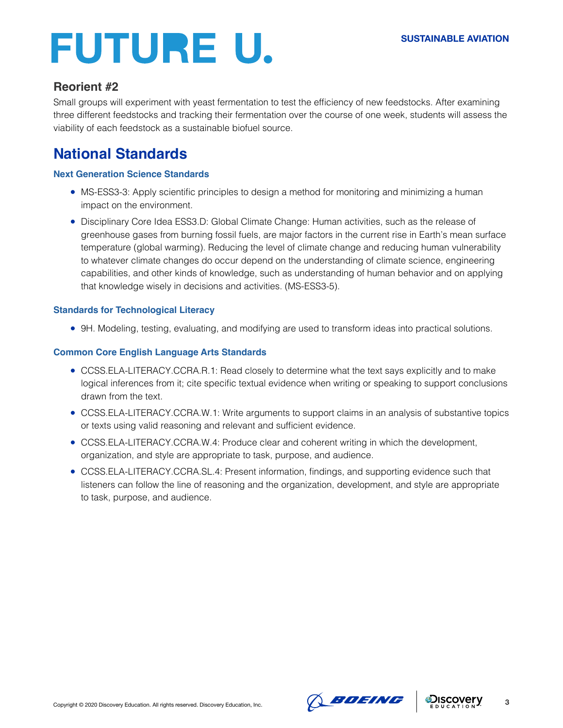## Reorient #2

Small groups will experiment with yeast fermentation to test the efficiency of new feedstocks. After examining three different feedstocks and tracking their fermentation over the course of one week, students will assess the viability of each feedstock as a sustainable biofuel source.

## National Standards

### Next Generation Science Standards

- MS-ESS3-3: Apply scientific principles to design a method for monitoring and minimizing a human impact on the environment.
- Disciplinary Core Idea ESS3.D: Global Climate Change: Human activities, such as the release of greenhouse gases from burning fossil fuels, are major factors in the current rise in Earth's mean surface temperature (global warming). Reducing the level of climate change and reducing human vulnerability to whatever climate changes do occur depend on the understanding of climate science, engineering capabilities, and other kinds of knowledge, such as understanding of human behavior and on applying that knowledge wisely in decisions and activities. (MS-ESS3-5).

### Standards for Technological Literacy

- 9H. Modeling, testing, evaluating, and modifying are used to transform ideas into practical solutions.

### Common Core English Language Arts Standards

- CCSS.ELA-LITERACY.CCRA.R.1: Read closely to determine what the text says explicitly and to make logical inferences from it; cite specific textual evidence when writing or speaking to support conclusions drawn from the text.
- CCSS.ELA-LITERACY.CCRA.W.1: Write arguments to support claims in an analysis of substantive topics or texts using valid reasoning and relevant and sufficient evidence.
- CCSS.ELA-LITERACY.CCRA.W.4: Produce clear and coherent writing in which the development, organization, and style are appropriate to task, purpose, and audience.
- CCSS.ELA-LITERACY.CCRA.SL.4: Present information, findings, and supporting evidence such that listeners can follow the line of reasoning and the organization, development, and style are appropriate to task, purpose, and audience.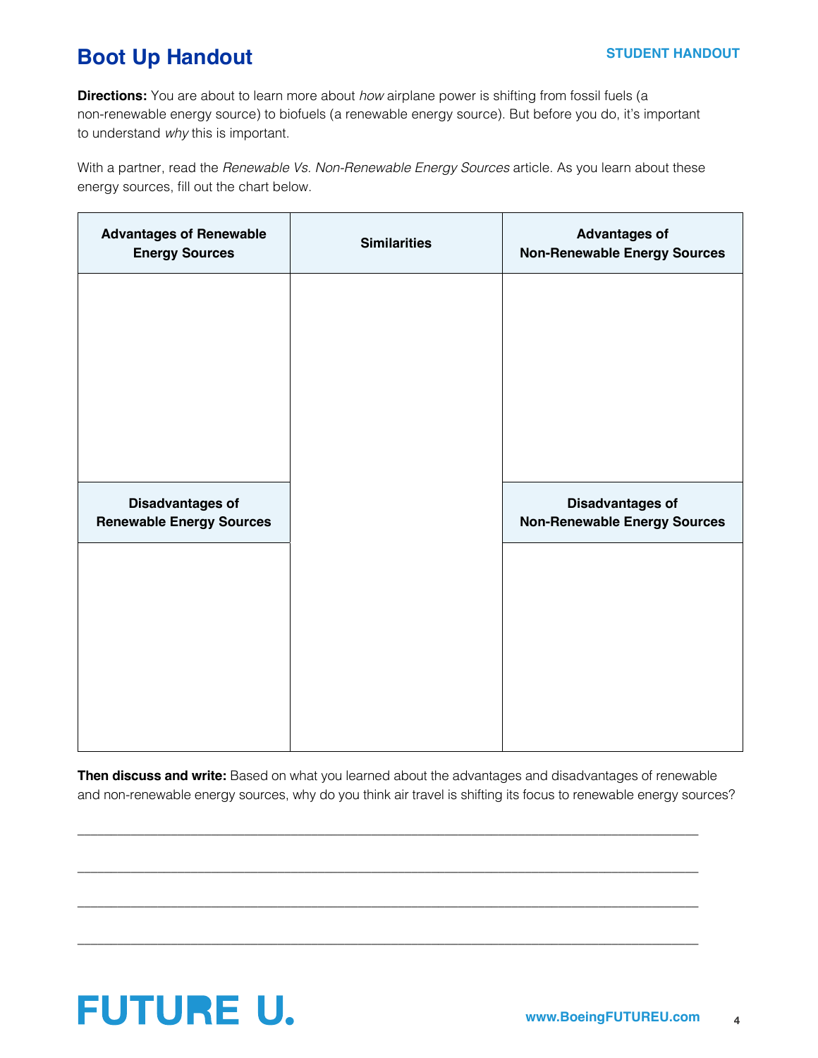# Boot Up Handout

**STUDENT HANDOUT**

**Directions:** You are about to learn more about *how* airplane power is shifting from fossil fuels (a non-renewable energy source) to biofuels (a renewable energy source). But before you do, it's important to understand *why* this is important.

With a partner, read the *Renewable Vs. Non-Renewable Energy Sources* article. As you learn about these energy sources, fill out the chart below.

| Advantages of Renewable Energy Sources | Similarities | Advantages of Non-Renewable Energy Sources |
| --- | --- | --- |
| | | |
| **Disadvantages of Renewable Energy Sources** | | **Disadvantages of Non-Renewable Energy Sources** |
| | | |

**Then discuss and write:** Based on what you learned about the advantages and disadvantages of renewable and non-renewable energy sources, why do you think air travel is shifting its focus to renewable energy sources?

______________________________________________________________________________

______________________________________________________________________________

______________________________________________________________________________

______________________________________________________________________________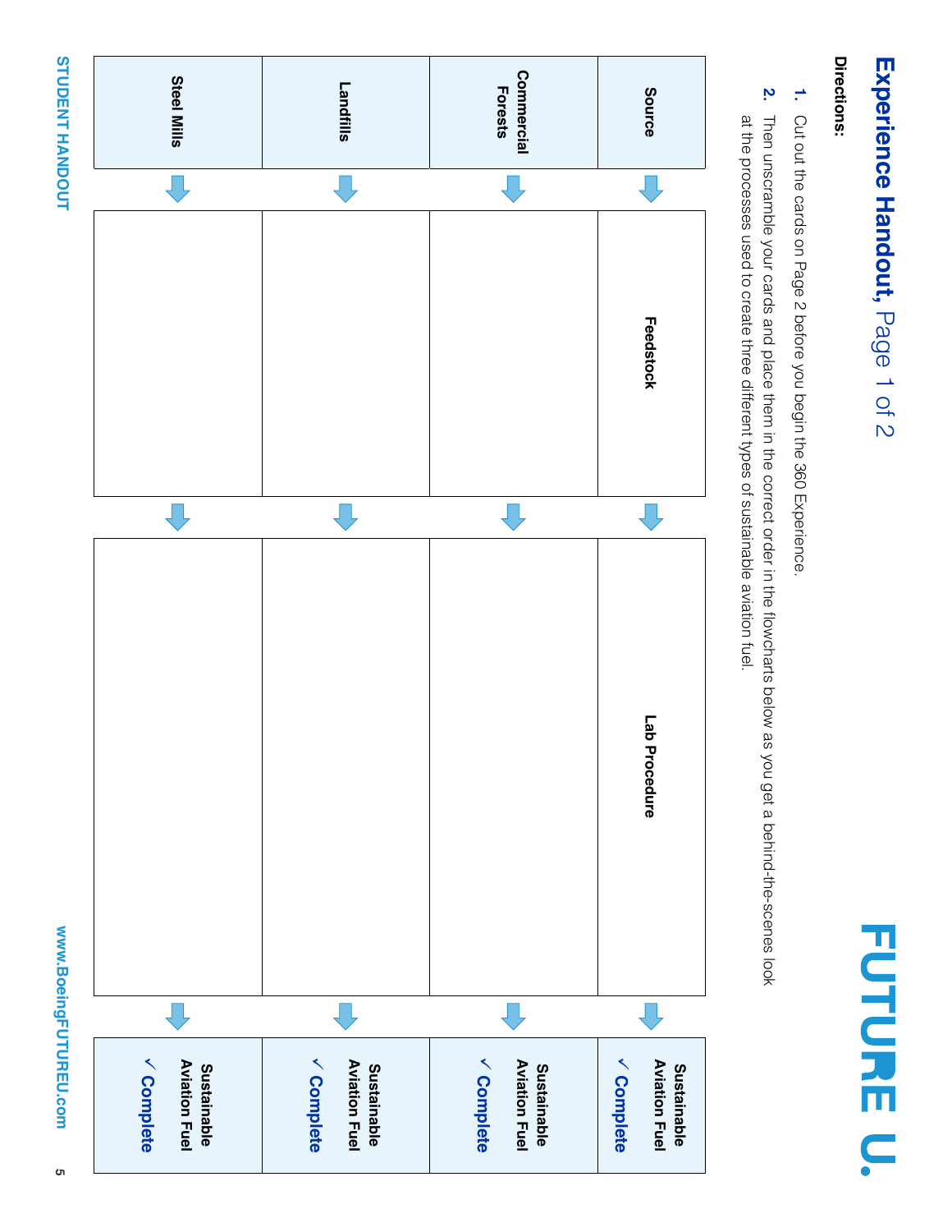# Experience Handout, Page 1 of 2

**FUTURE U.**

**Directions:**

1. Cut out the cards on Page 2 before you begin the 360 Experience.
2. Then unscramble your cards and place them in the correct order in the flowcharts below as you get a behind-the-scenes look at the processes used to create three different types of sustainable aviation fuel.

| Source | → | Feedstock | → | Lab Procedure | → | Sustainable Aviation Fuel ✓ Complete |
|---|---|---|---|---|---|---|
| Commercial Forests | → | | → | | → | Sustainable Aviation Fuel ✓ Complete |
| Landfills | → | | → | | → | Sustainable Aviation Fuel ✓ Complete |
| Steel Mills | → | | → | | → | Sustainable Aviation Fuel ✓ Complete |

STUDENT HANDOUT

www.BoeingFUTUREU.com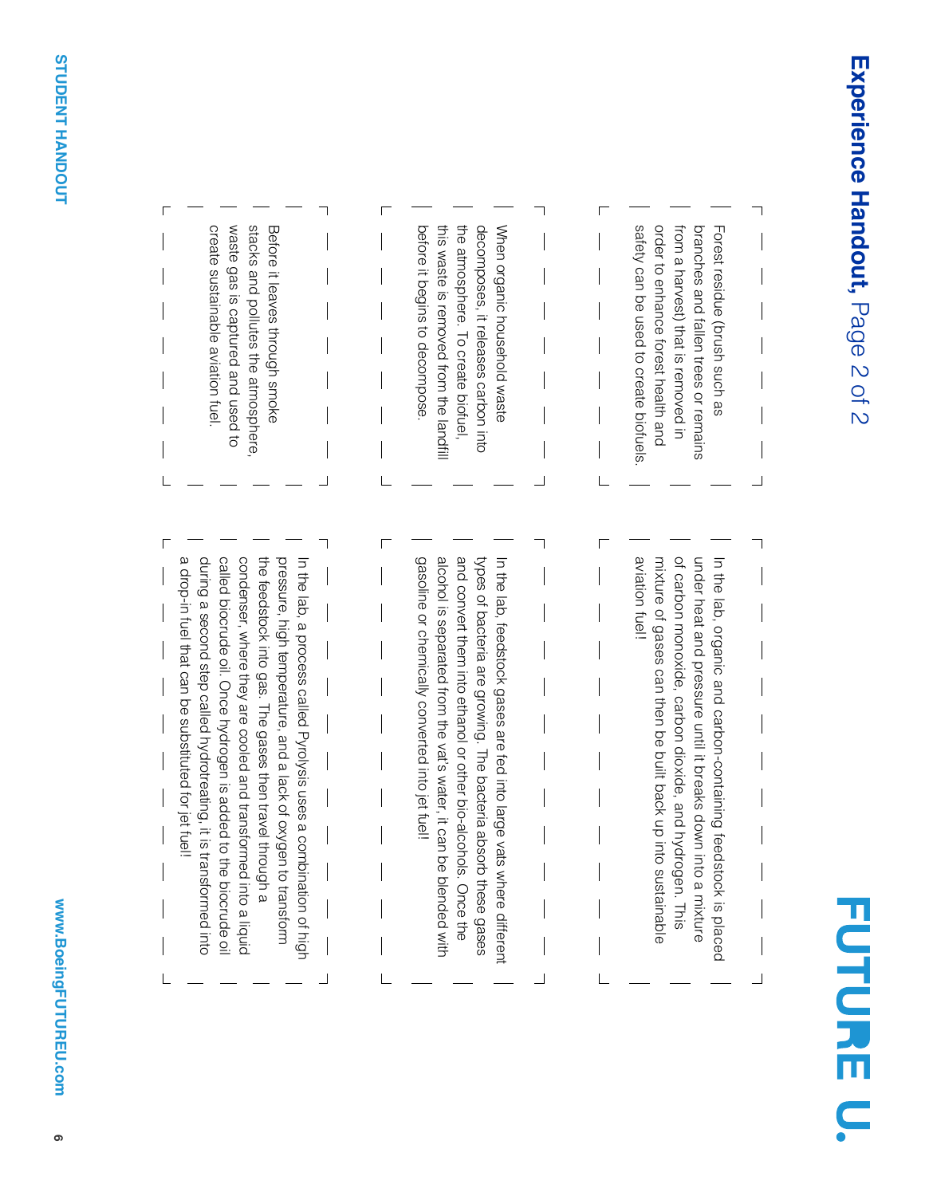# **Experience Handout,** Page 2 of 2

Forest residue (brush such as branches and fallen trees or remains from a harvest) that is removed in order to enhance forest health and safety can be used to create biofuels.

When organic household waste decomposes, it releases carbon into the atmosphere. To create biofuel, this waste is removed from the landfill before it begins to decompose.

Before it leaves through smoke stacks and pollutes the atmosphere, waste gas is captured and used to create sustainable aviation fuel.

In the lab, organic and carbon-containing feedstock is placed under heat and pressure until it breaks down into a mixture of carbon monoxide, carbon dioxide, and hydrogen. This mixture of gases can then be built back up into sustainable aviation fuel!

In the lab, feedstock gases are fed into large vats where different types of bacteria are growing. The bacteria absorb these gases and convert them into ethanol or other bio-alcohols. Once the alcohol is separated from the vat's water, it can be blended with gasoline or chemically converted into jet fuel!

In the lab, a process called Pyrolysis uses a combination of high pressure, high temperature, and a lack of oxygen to transform the feedstock into gas. The gases then travel through a condenser, where they are cooled and transformed into a liquid called biocrude oil. Once hydrogen is added to the biocrude oil during a second step called hydrotreating, it is transformed into a drop-in fuel that can be substituted for jet fuel!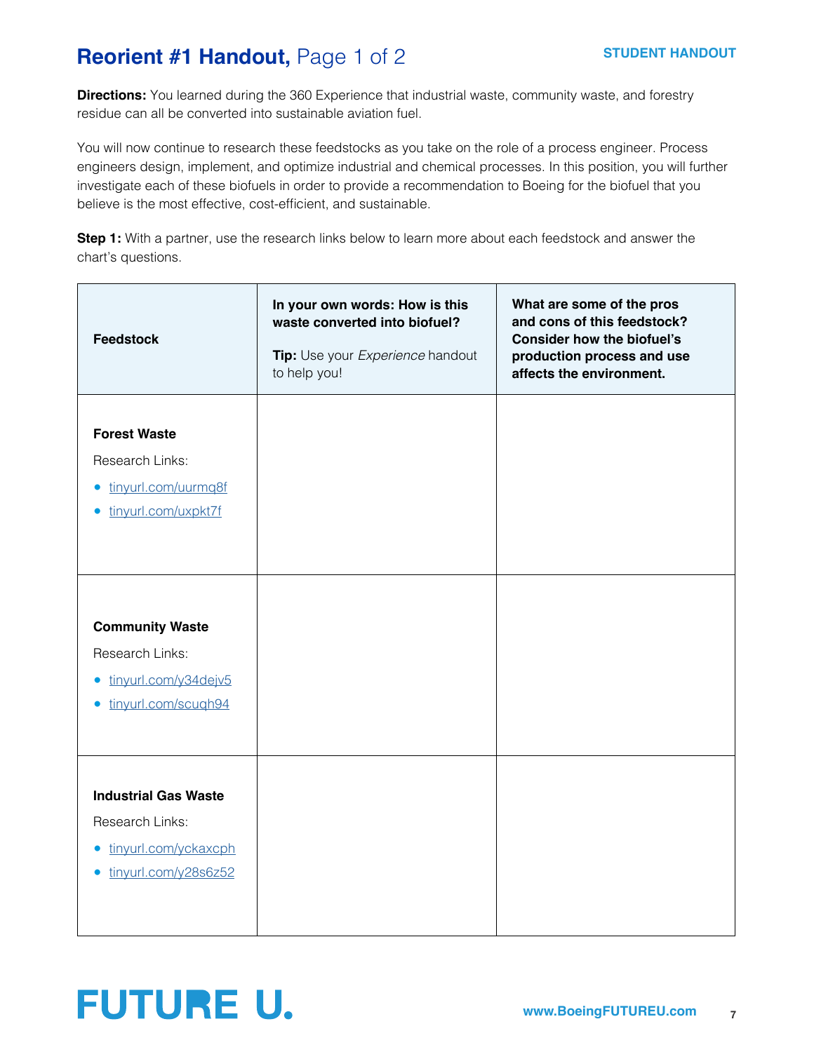# **Reorient #1 Handout,** Page 1 of 2

**STUDENT HANDOUT**

**Directions:** You learned during the 360 Experience that industrial waste, community waste, and forestry residue can all be converted into sustainable aviation fuel.

You will now continue to research these feedstocks as you take on the role of a process engineer. Process engineers design, implement, and optimize industrial and chemical processes. In this position, you will further investigate each of these biofuels in order to provide a recommendation to Boeing for the biofuel that you believe is the most effective, cost-efficient, and sustainable.

**Step 1:** With a partner, use the research links below to learn more about each feedstock and answer the chart's questions.

| **Feedstock** | **In your own words: How is this waste converted into biofuel?** **Tip:** Use your *Experience* handout to help you! | **What are some of the pros and cons of this feedstock? Consider how the biofuel's production process and use affects the environment.** |
|---|---|---|
| **Forest Waste** Research Links: • tinyurl.com/uurmq8f • tinyurl.com/uxpkt7f | | |
| **Community Waste** Research Links: • tinyurl.com/y34dejv5 • tinyurl.com/scuqh94 | | |
| **Industrial Gas Waste** Research Links: • tinyurl.com/yckaxcph • tinyurl.com/y28s6z52 | | |

**FUTURE U.**

www.BoeingFUTUREU.com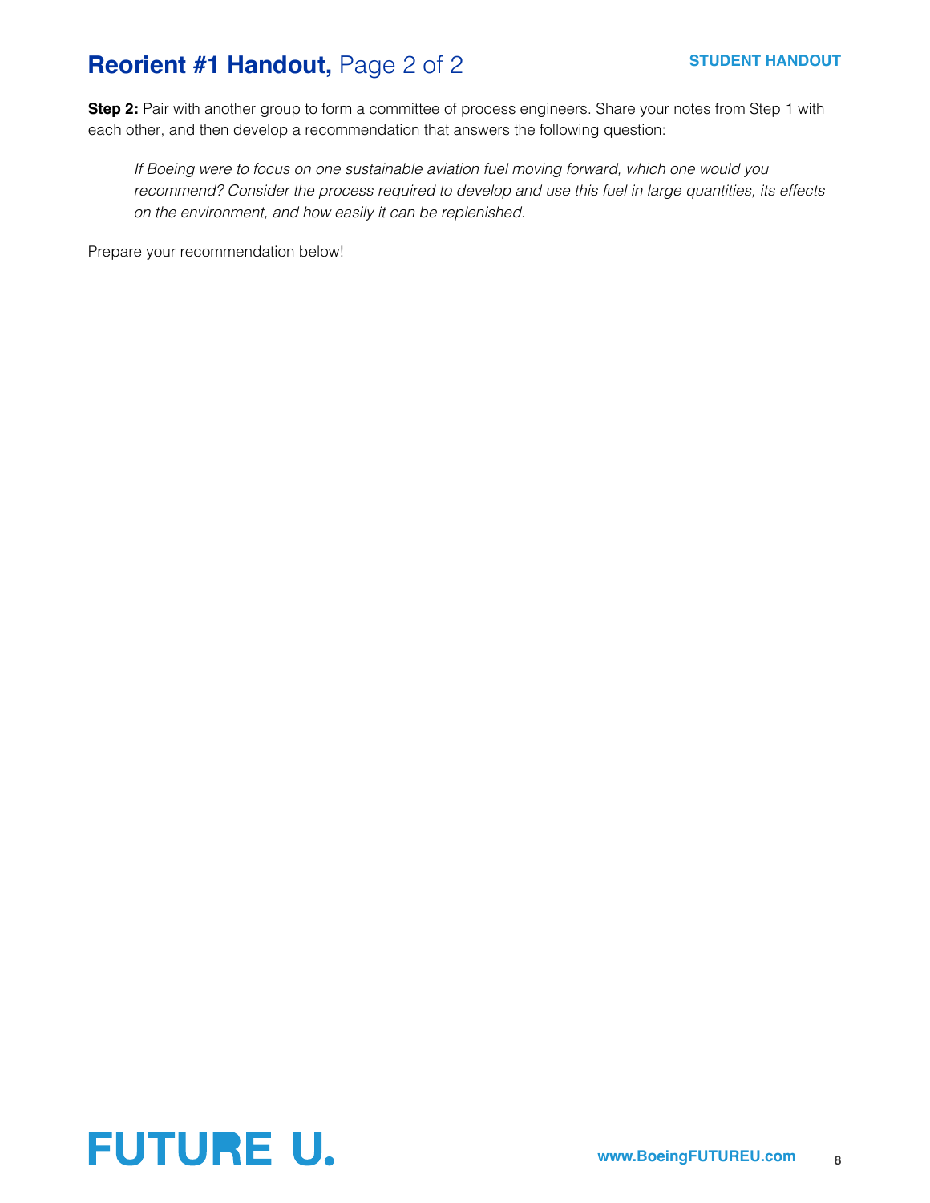# **Reorient #1 Handout,** Page 2 of 2

**STUDENT HANDOUT**

**Step 2:** Pair with another group to form a committee of process engineers. Share your notes from Step 1 with each other, and then develop a recommendation that answers the following question:

> *If Boeing were to focus on one sustainable aviation fuel moving forward, which one would you recommend? Consider the process required to develop and use this fuel in large quantities, its effects on the environment, and how easily it can be replenished.*

Prepare your recommendation below!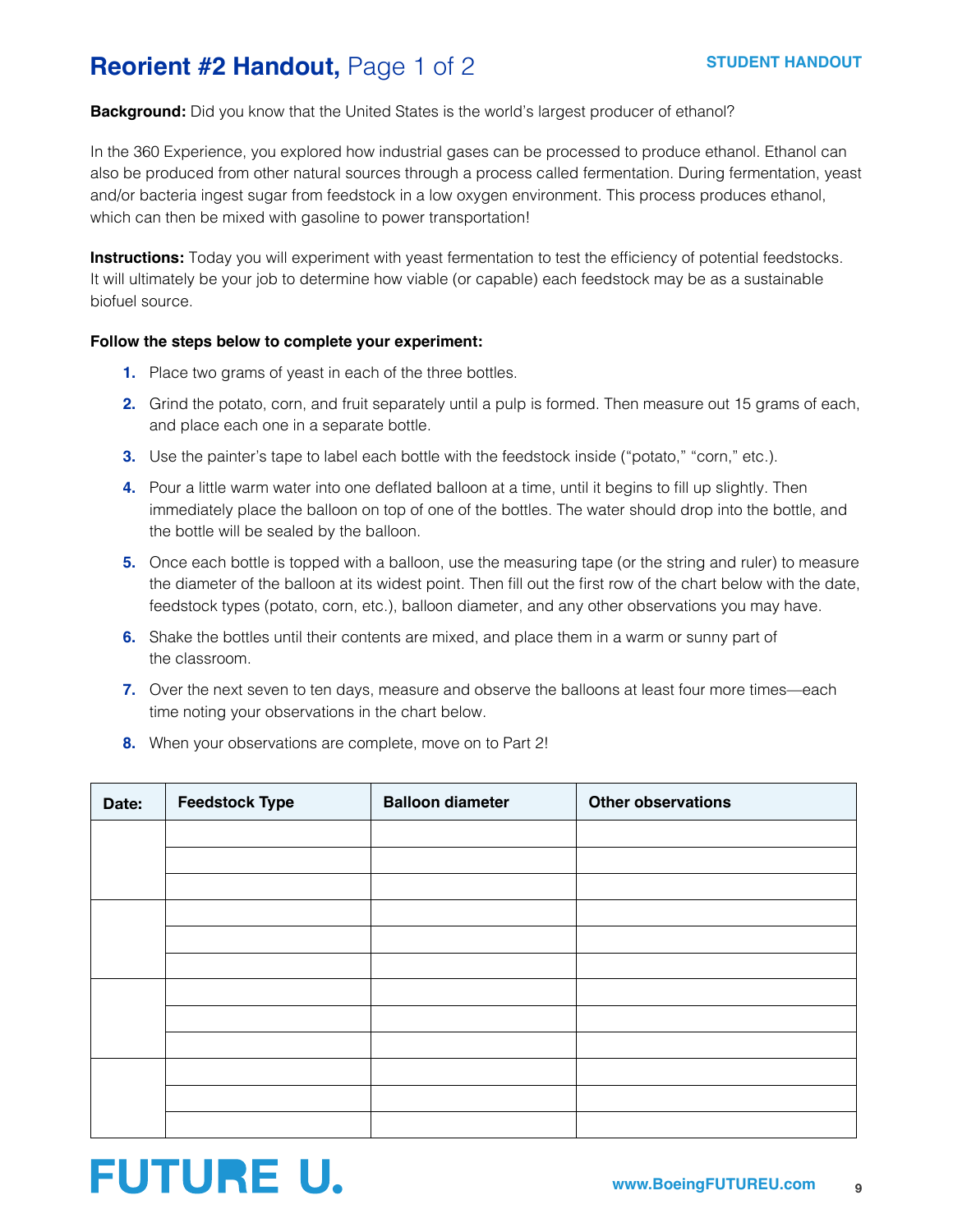# **Reorient #2 Handout,** Page 1 of 2

**STUDENT HANDOUT**

**Background:** Did you know that the United States is the world's largest producer of ethanol?

In the 360 Experience, you explored how industrial gases can be processed to produce ethanol. Ethanol can also be produced from other natural sources through a process called fermentation. During fermentation, yeast and/or bacteria ingest sugar from feedstock in a low oxygen environment. This process produces ethanol, which can then be mixed with gasoline to power transportation!

**Instructions:** Today you will experiment with yeast fermentation to test the efficiency of potential feedstocks. It will ultimately be your job to determine how viable (or capable) each feedstock may be as a sustainable biofuel source.

**Follow the steps below to complete your experiment:**

1. Place two grams of yeast in each of the three bottles.
2. Grind the potato, corn, and fruit separately until a pulp is formed. Then measure out 15 grams of each, and place each one in a separate bottle.
3. Use the painter's tape to label each bottle with the feedstock inside ("potato," "corn," etc.).
4. Pour a little warm water into one deflated balloon at a time, until it begins to fill up slightly. Then immediately place the balloon on top of one of the bottles. The water should drop into the bottle, and the bottle will be sealed by the balloon.
5. Once each bottle is topped with a balloon, use the measuring tape (or the string and ruler) to measure the diameter of the balloon at its widest point. Then fill out the first row of the chart below with the date, feedstock types (potato, corn, etc.), balloon diameter, and any other observations you may have.
6. Shake the bottles until their contents are mixed, and place them in a warm or sunny part of the classroom.
7. Over the next seven to ten days, measure and observe the balloons at least four more times—each time noting your observations in the chart below.
8. When your observations are complete, move on to Part 2!

| Date: | Feedstock Type | Balloon diameter | Other observations |
|---|---|---|---|
| | | | |
| | | | |
| | | | |
| | | | |
| | | | |
| | | | |
| | | | |
| | | | |
| | | | |
| | | | |
| | | | |
| | | | |

FUTURE U.

www.BoeingFUTUREU.com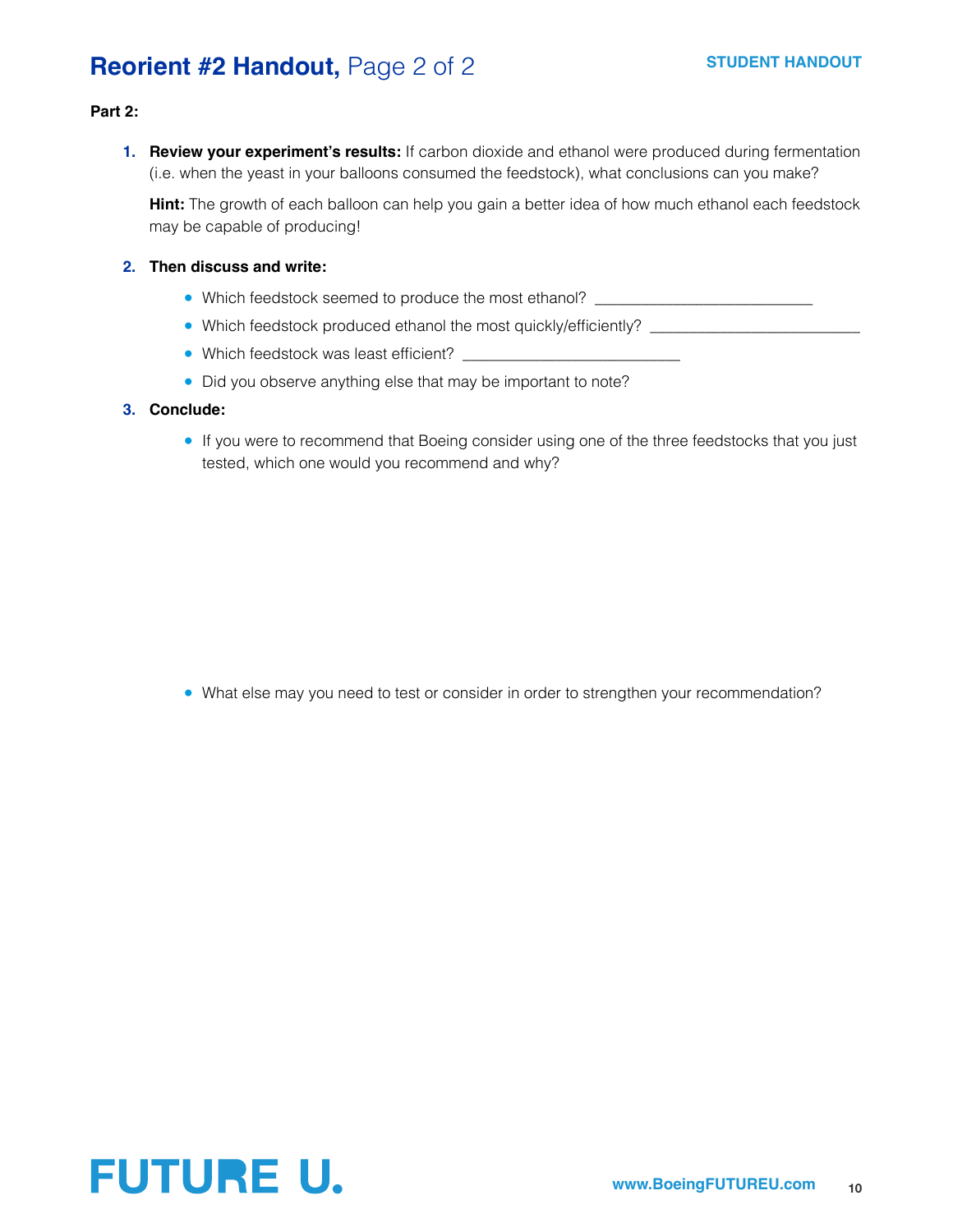# Reorient #2 Handout, Page 2 of 2

**STUDENT HANDOUT**

**Part 2:**

1. **Review your experiment's results:** If carbon dioxide and ethanol were produced during fermentation (i.e. when the yeast in your balloons consumed the feedstock), what conclusions can you make?

   **Hint:** The growth of each balloon can help you gain a better idea of how much ethanol each feedstock may be capable of producing!

2. **Then discuss and write:**
   - Which feedstock seemed to produce the most ethanol? ___________________________
   - Which feedstock produced ethanol the most quickly/efficiently? ___________________________
   - Which feedstock was least efficient? ___________________________
   - Did you observe anything else that may be important to note?

3. **Conclude:**
   - If you were to recommend that Boeing consider using one of the three feedstocks that you just tested, which one would you recommend and why?
   - What else may you need to test or consider in order to strengthen your recommendation?

FUTURE U.

www.BoeingFUTUREU.com